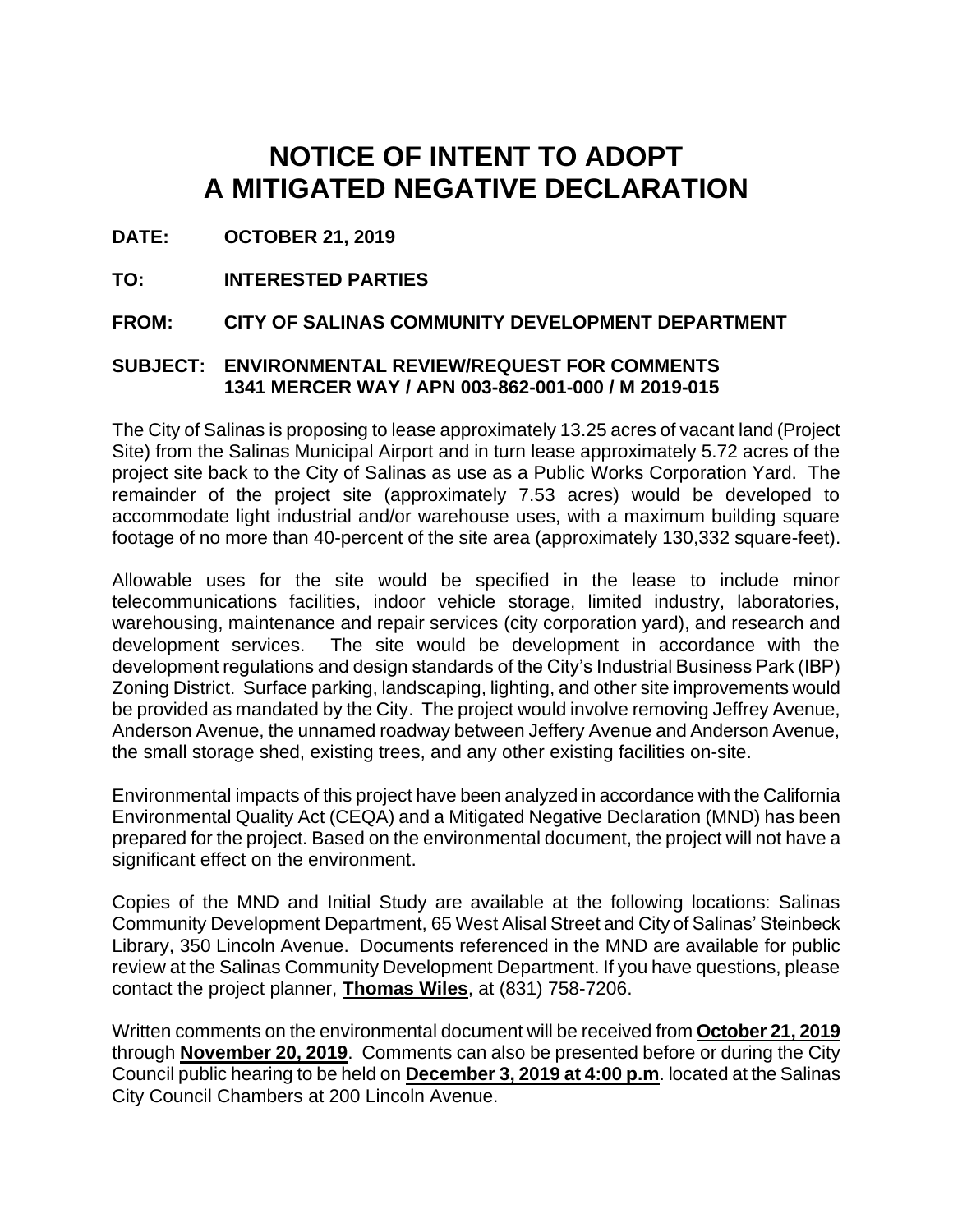# NOTICE OF INTENT TO ADOPT A MITIGATED NEGATIVE DECLARATION

**DATE:** **OCTOBER 21, 2019**

**TO:** **INTERESTED PARTIES**

**FROM:** **CITY OF SALINAS COMMUNITY DEVELOPMENT DEPARTMENT**

**SUBJECT:** **ENVIRONMENTAL REVIEW/REQUEST FOR COMMENTS**
**1341 MERCER WAY / APN 003-862-001-000 / M 2019-015**

The City of Salinas is proposing to lease approximately 13.25 acres of vacant land (Project Site) from the Salinas Municipal Airport and in turn lease approximately 5.72 acres of the project site back to the City of Salinas as use as a Public Works Corporation Yard. The remainder of the project site (approximately 7.53 acres) would be developed to accommodate light industrial and/or warehouse uses, with a maximum building square footage of no more than 40-percent of the site area (approximately 130,332 square-feet).

Allowable uses for the site would be specified in the lease to include minor telecommunications facilities, indoor vehicle storage, limited industry, laboratories, warehousing, maintenance and repair services (city corporation yard), and research and development services. The site would be development in accordance with the development regulations and design standards of the City's Industrial Business Park (IBP) Zoning District. Surface parking, landscaping, lighting, and other site improvements would be provided as mandated by the City. The project would involve removing Jeffrey Avenue, Anderson Avenue, the unnamed roadway between Jeffery Avenue and Anderson Avenue, the small storage shed, existing trees, and any other existing facilities on-site.

Environmental impacts of this project have been analyzed in accordance with the California Environmental Quality Act (CEQA) and a Mitigated Negative Declaration (MND) has been prepared for the project. Based on the environmental document, the project will not have a significant effect on the environment.

Copies of the MND and Initial Study are available at the following locations: Salinas Community Development Department, 65 West Alisal Street and City of Salinas' Steinbeck Library, 350 Lincoln Avenue. Documents referenced in the MND are available for public review at the Salinas Community Development Department. If you have questions, please contact the project planner, **Thomas Wiles**, at (831) 758-7206.

Written comments on the environmental document will be received from **October 21, 2019** through **November 20, 2019**. Comments can also be presented before or during the City Council public hearing to be held on **December 3, 2019 at 4:00 p.m**. located at the Salinas City Council Chambers at 200 Lincoln Avenue.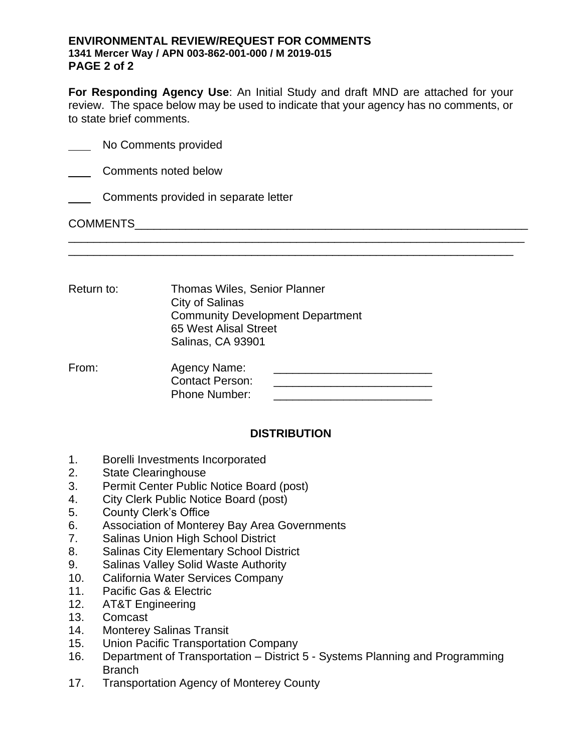**ENVIRONMENTAL REVIEW/REQUEST FOR COMMENTS**
**1341 Mercer Way / APN 003-862-001-000 / M 2019-015**
**PAGE 2 of 2**

**For Responding Agency Use**: An Initial Study and draft MND are attached for your review. The space below may be used to indicate that your agency has no comments, or to state brief comments.

____ No Comments provided

____ Comments noted below

____ Comments provided in separate letter

COMMENTS_______________________________________________________________
_______________________________________________________________________
_______________________________________________________________________

Return to: Thomas Wiles, Senior Planner
City of Salinas
Community Development Department
65 West Alisal Street
Salinas, CA 93901

From: Agency Name: ________________________
Contact Person: ________________________
Phone Number: ________________________

**DISTRIBUTION**

1. Borelli Investments Incorporated
2. State Clearinghouse
3. Permit Center Public Notice Board (post)
4. City Clerk Public Notice Board (post)
5. County Clerk's Office
6. Association of Monterey Bay Area Governments
7. Salinas Union High School District
8. Salinas City Elementary School District
9. Salinas Valley Solid Waste Authority
10. California Water Services Company
11. Pacific Gas & Electric
12. AT&T Engineering
13. Comcast
14. Monterey Salinas Transit
15. Union Pacific Transportation Company
16. Department of Transportation – District 5 - Systems Planning and Programming Branch
17. Transportation Agency of Monterey County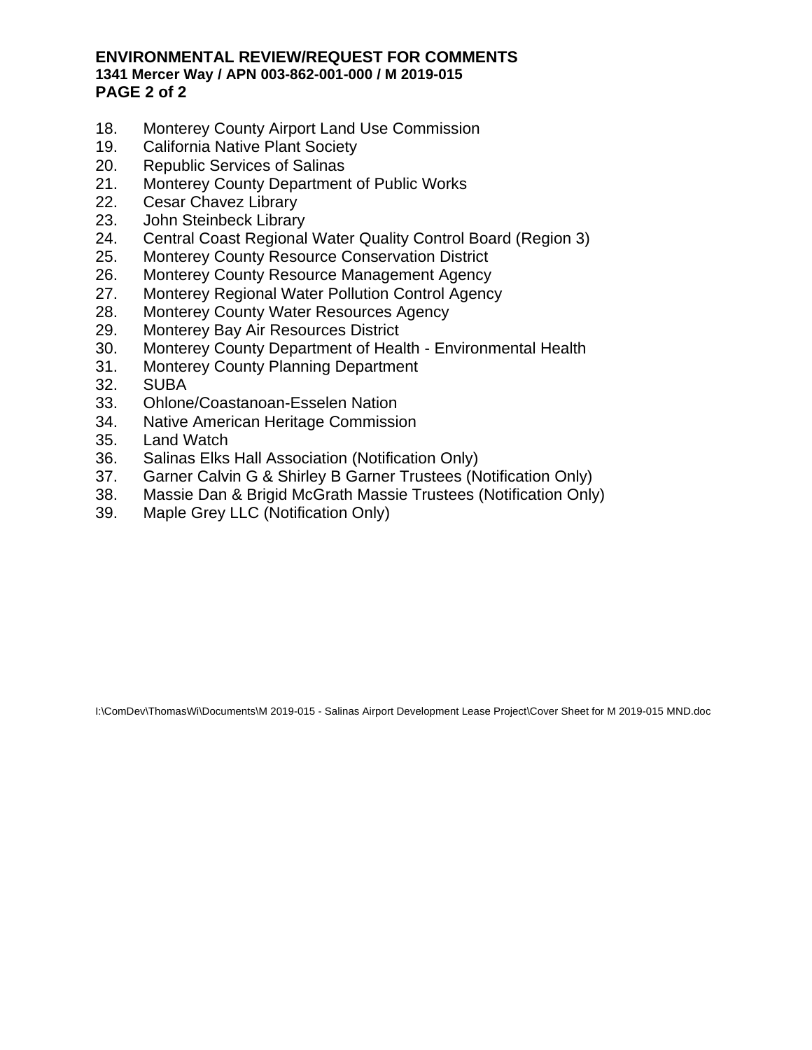**ENVIRONMENTAL REVIEW/REQUEST FOR COMMENTS**
**1341 Mercer Way / APN 003-862-001-000 / M 2019-015**
**PAGE 2 of 2**

18. Monterey County Airport Land Use Commission
19. California Native Plant Society
20. Republic Services of Salinas
21. Monterey County Department of Public Works
22. Cesar Chavez Library
23. John Steinbeck Library
24. Central Coast Regional Water Quality Control Board (Region 3)
25. Monterey County Resource Conservation District
26. Monterey County Resource Management Agency
27. Monterey Regional Water Pollution Control Agency
28. Monterey County Water Resources Agency
29. Monterey Bay Air Resources District
30. Monterey County Department of Health - Environmental Health
31. Monterey County Planning Department
32. SUBA
33. Ohlone/Coastanoan-Esselen Nation
34. Native American Heritage Commission
35. Land Watch
36. Salinas Elks Hall Association (Notification Only)
37. Garner Calvin G & Shirley B Garner Trustees (Notification Only)
38. Massie Dan & Brigid McGrath Massie Trustees (Notification Only)
39. Maple Grey LLC (Notification Only)

I:\ComDev\ThomasWi\Documents\M 2019-015 - Salinas Airport Development Lease Project\Cover Sheet for M 2019-015 MND.doc